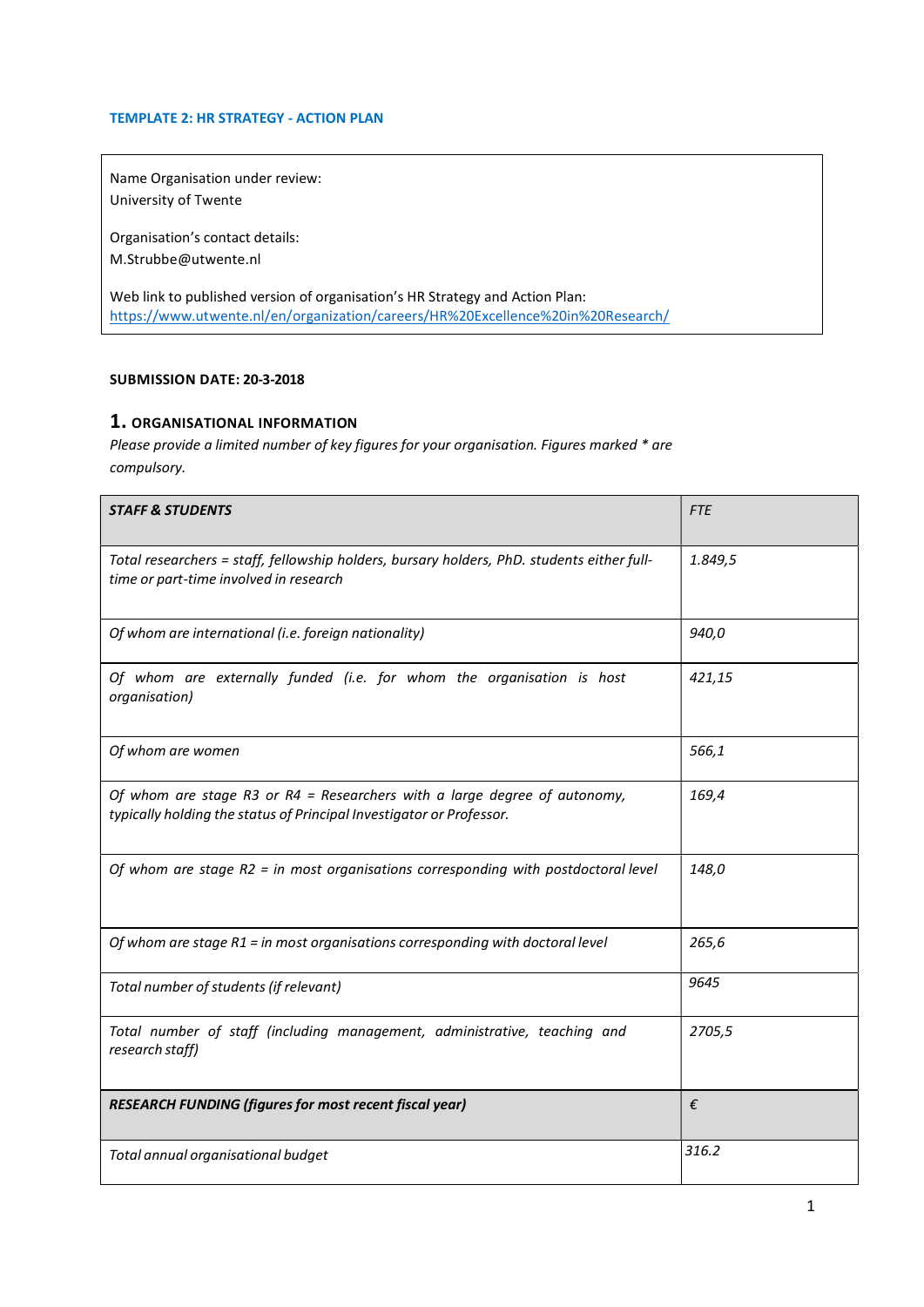**TEMPLATE 2: HR STRATEGY - ACTION PLAN**

Name Organisation under review:
University of Twente

Organisation's contact details:
M.Strubbe@utwente.nl

Web link to published version of organisation's HR Strategy and Action Plan:
https://www.utwente.nl/en/organization/careers/HR%20Excellence%20in%20Research/

**SUBMISSION DATE: 20-3-2018**

## 1. ORGANISATIONAL INFORMATION

*Please provide a limited number of key figures for your organisation. Figures marked * are compulsory.*

| ***STAFF & STUDENTS*** | *FTE* |
|---|---|
| *Total researchers = staff, fellowship holders, bursary holders, PhD. students either full-time or part-time involved in research* | *1.849,5* |
| *Of whom are international (i.e. foreign nationality)* | *940,0* |
| *Of whom are externally funded (i.e. for whom the organisation is host organisation)* | *421,15* |
| *Of whom are women* | *566,1* |
| *Of whom are stage R3 or R4 = Researchers with a large degree of autonomy, typically holding the status of Principal Investigator or Professor.* | *169,4* |
| *Of whom are stage R2 = in most organisations corresponding with postdoctoral level* | *148,0* |
| *Of whom are stage R1 = in most organisations corresponding with doctoral level* | *265,6* |
| *Total number of students (if relevant)* | *9645* |
| *Total number of staff (including management, administrative, teaching and research staff)* | *2705,5* |
| ***RESEARCH FUNDING (figures for most recent fiscal year)*** | *€* |
| *Total annual organisational budget* | *316.2* |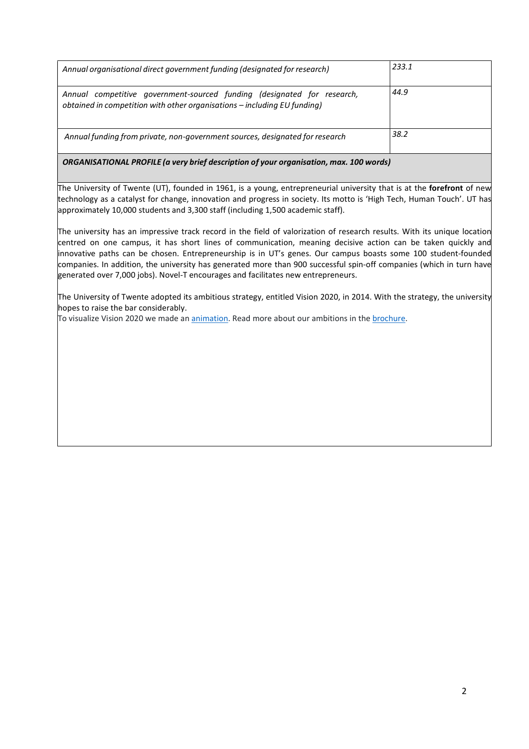| | |
|---|---|
| *Annual organisational direct government funding (designated for research)* | *233.1* |
| *Annual competitive government-sourced funding (designated for research, obtained in competition with other organisations – including EU funding)* | *44.9* |
| *Annual funding from private, non-government sources, designated for research* | *38.2* |

***ORGANISATIONAL PROFILE (a very brief description of your organisation, max. 100 words)***

The University of Twente (UT), founded in 1961, is a young, entrepreneurial university that is at the **forefront** of new technology as a catalyst for change, innovation and progress in society. Its motto is 'High Tech, Human Touch'. UT has approximately 10,000 students and 3,300 staff (including 1,500 academic staff).

The university has an impressive track record in the field of valorization of research results. With its unique location centred on one campus, it has short lines of communication, meaning decisive action can be taken quickly and innovative paths can be chosen. Entrepreneurship is in UT's genes. Our campus boasts some 100 student-founded companies. In addition, the university has generated more than 900 successful spin-off companies (which in turn have generated over 7,000 jobs). Novel-T encourages and facilitates new entrepreneurs.

The University of Twente adopted its ambitious strategy, entitled Vision 2020, in 2014. With the strategy, the university hopes to raise the bar considerably.
To visualize Vision 2020 we made an animation. Read more about our ambitions in the brochure.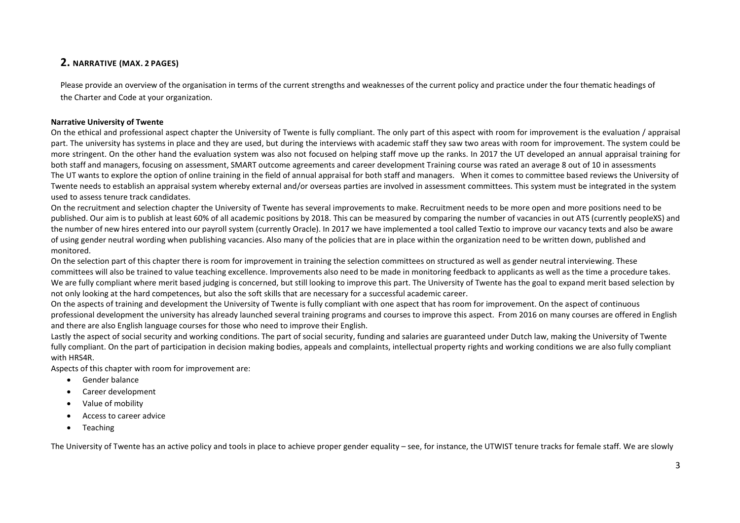## 2. NARRATIVE (MAX. 2 PAGES)

Please provide an overview of the organisation in terms of the current strengths and weaknesses of the current policy and practice under the four thematic headings of the Charter and Code at your organization.

**Narrative University of Twente**

On the ethical and professional aspect chapter the University of Twente is fully compliant. The only part of this aspect with room for improvement is the evaluation / appraisal part. The university has systems in place and they are used, but during the interviews with academic staff they saw two areas with room for improvement. The system could be more stringent. On the other hand the evaluation system was also not focused on helping staff move up the ranks. In 2017 the UT developed an annual appraisal training for both staff and managers, focusing on assessment, SMART outcome agreements and career development Training course was rated an average 8 out of 10 in assessments The UT wants to explore the option of online training in the field of annual appraisal for both staff and managers. When it comes to committee based reviews the University of Twente needs to establish an appraisal system whereby external and/or overseas parties are involved in assessment committees. This system must be integrated in the system used to assess tenure track candidates.

On the recruitment and selection chapter the University of Twente has several improvements to make. Recruitment needs to be more open and more positions need to be published. Our aim is to publish at least 60% of all academic positions by 2018. This can be measured by comparing the number of vacancies in out ATS (currently peopleXS) and the number of new hires entered into our payroll system (currently Oracle). In 2017 we have implemented a tool called Textio to improve our vacancy texts and also be aware of using gender neutral wording when publishing vacancies. Also many of the policies that are in place within the organization need to be written down, published and monitored.

On the selection part of this chapter there is room for improvement in training the selection committees on structured as well as gender neutral interviewing. These committees will also be trained to value teaching excellence. Improvements also need to be made in monitoring feedback to applicants as well as the time a procedure takes. We are fully compliant where merit based judging is concerned, but still looking to improve this part. The University of Twente has the goal to expand merit based selection by not only looking at the hard competences, but also the soft skills that are necessary for a successful academic career.

On the aspects of training and development the University of Twente is fully compliant with one aspect that has room for improvement. On the aspect of continuous professional development the university has already launched several training programs and courses to improve this aspect. From 2016 on many courses are offered in English and there are also English language courses for those who need to improve their English.

Lastly the aspect of social security and working conditions. The part of social security, funding and salaries are guaranteed under Dutch law, making the University of Twente fully compliant. On the part of participation in decision making bodies, appeals and complaints, intellectual property rights and working conditions we are also fully compliant with HRS4R.

Aspects of this chapter with room for improvement are:

- Gender balance
- Career development
- Value of mobility
- Access to career advice
- Teaching

The University of Twente has an active policy and tools in place to achieve proper gender equality – see, for instance, the UTWIST tenure tracks for female staff. We are slowly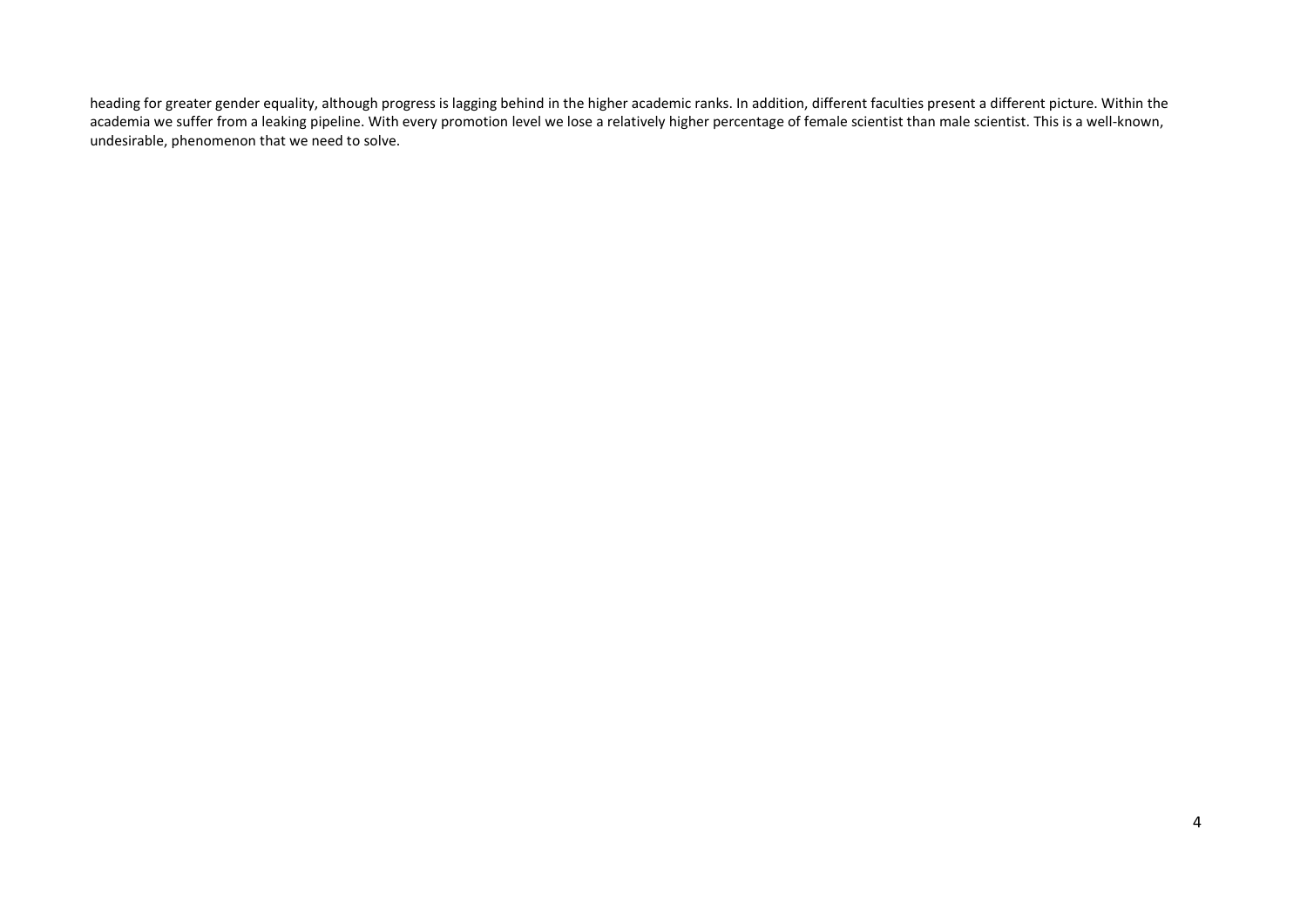heading for greater gender equality, although progress is lagging behind in the higher academic ranks. In addition, different faculties present a different picture. Within the academia we suffer from a leaking pipeline. With every promotion level we lose a relatively higher percentage of female scientist than male scientist. This is a well-known, undesirable, phenomenon that we need to solve.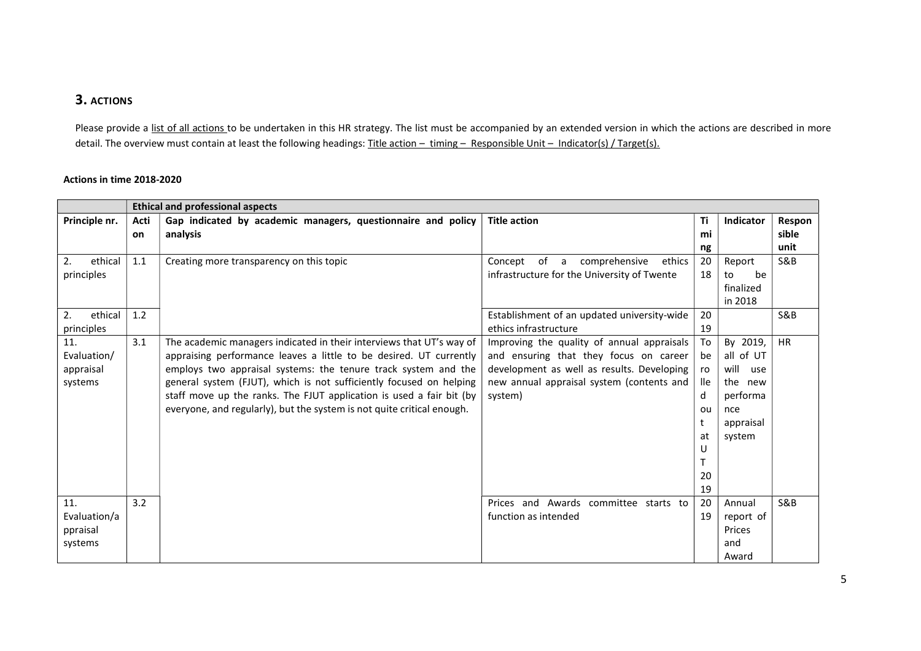## 3. ACTIONS

Please provide a list of all actions to be undertaken in this HR strategy. The list must be accompanied by an extended version in which the actions are described in more detail. The overview must contain at least the following headings: Title action – timing – Responsible Unit – Indicator(s) / Target(s).

**Actions in time 2018-2020**

| | **Ethical and professional aspects** | | | | | |
|---|---|---|---|---|---|---|
| **Principle nr.** | **Action** | **Gap indicated by academic managers, questionnaire and policy analysis** | **Title action** | **Timing** | **Indicator** | **Responsible unit** |
| 2. ethical principles | 1.1 | Creating more transparency on this topic | Concept of a comprehensive ethics infrastructure for the University of Twente | 2018 | Report to be finalized in 2018 | S&B |
| 2. ethical principles | 1.2 | | Establishment of an updated university-wide ethics infrastructure | 2019 | | S&B |
| 11. Evaluation/ appraisal systems | 3.1 | The academic managers indicated in their interviews that UT's way of appraising performance leaves a little to be desired. UT currently employs two appraisal systems: the tenure track system and the general system (FJUT), which is not sufficiently focused on helping staff move up the ranks. The FJUT application is used a fair bit (by everyone, and regularly), but the system is not quite critical enough. | Improving the quality of annual appraisals and ensuring that they focus on career development as well as results. Developing new annual appraisal system (contents and system) | To be rolled out at UT 2019 | By 2019, all of UT will use the new performance appraisal system | HR |
| 11. Evaluation/appraisal systems | 3.2 | | Prices and Awards committee starts to function as intended | 2019 | Annual report of Prices and Award | S&B |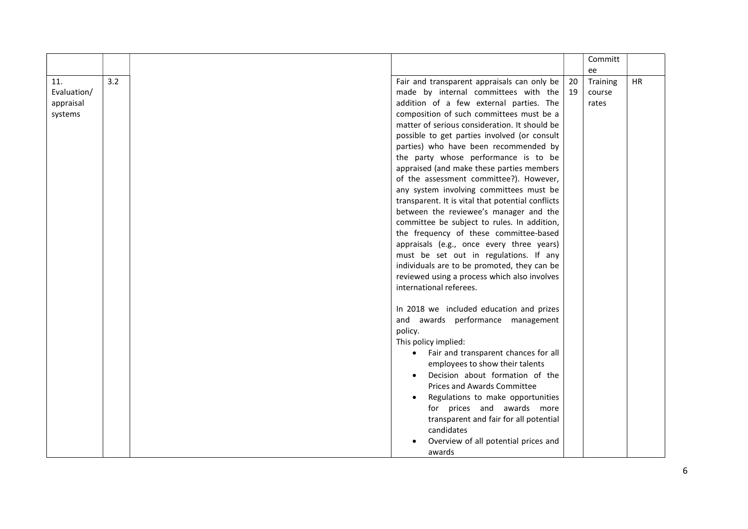| | | | | | | |
|---|---|---|---|---|---|---|
| | | | | | Committee | |
| 11. Evaluation/ appraisal systems | 3.2 | | Fair and transparent appraisals can only be made by internal committees with the addition of a few external parties. The composition of such committees must be a matter of serious consideration. It should be possible to get parties involved (or consult parties) who have been recommended by the party whose performance is to be appraised (and make these parties members of the assessment committee?). However, any system involving committees must be transparent. It is vital that potential conflicts between the reviewee's manager and the committee be subject to rules. In addition, the frequency of these committee-based appraisals (e.g., once every three years) must be set out in regulations. If any individuals are to be promoted, they can be reviewed using a process which also involves international referees.<br><br>In 2018 we included education and prizes and awards performance management policy.<br>This policy implied:<br>• Fair and transparent chances for all employees to show their talents<br>• Decision about formation of the Prices and Awards Committee<br>• Regulations to make opportunities for prices and awards more transparent and fair for all potential candidates<br>• Overview of all potential prices and awards | 2019 | Training course rates | HR |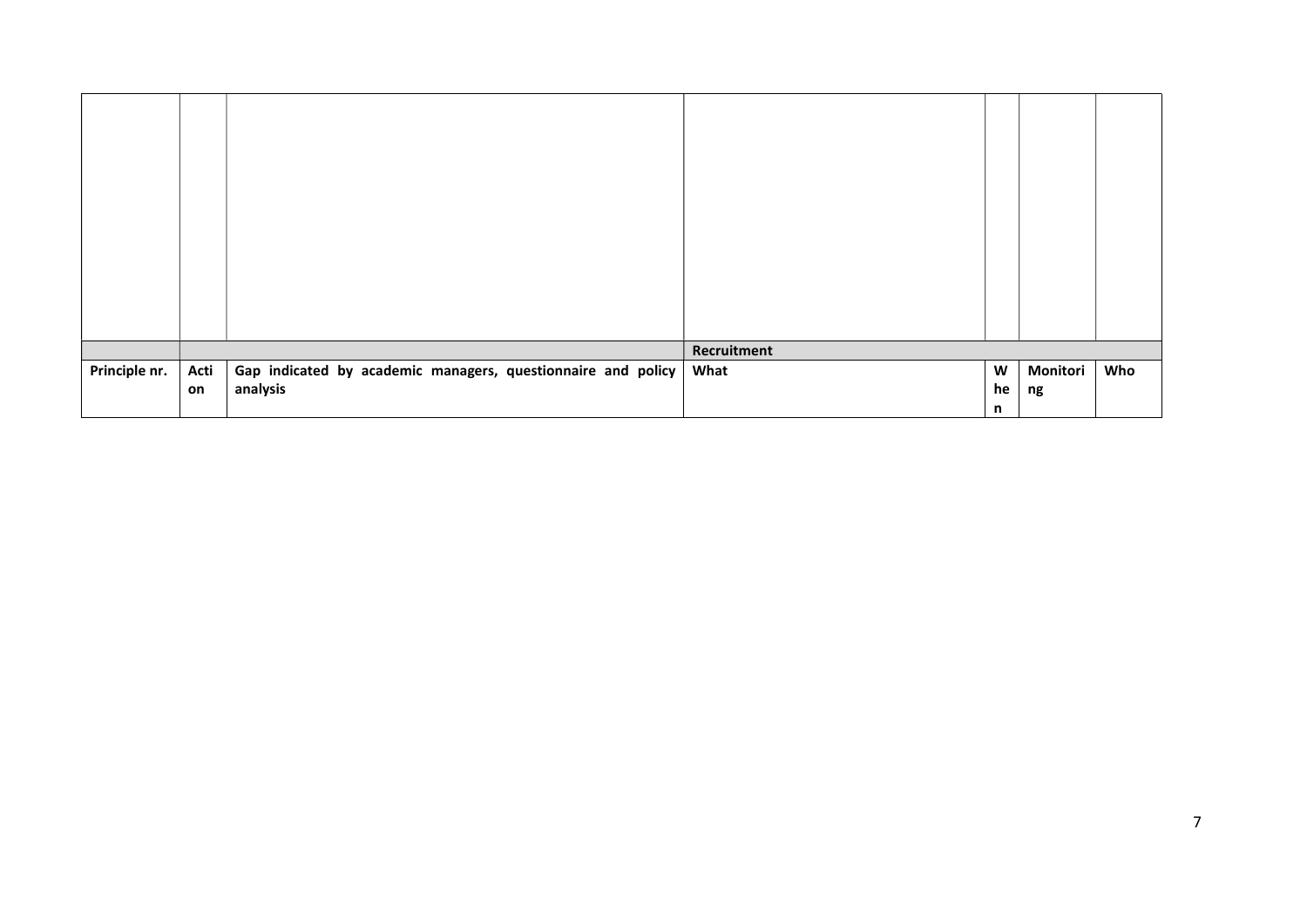|  |  |  |  |  |  |  |
|---|---|---|---|---|---|---|
|  |  |  |  |  |  |  |
|  |  |  | Recruitment |  |  |  |
| **Principle nr.** | **Action** | **Gap indicated by academic managers, questionnaire and policy analysis** | **What** | **When** | **Monitoring** | **Who** |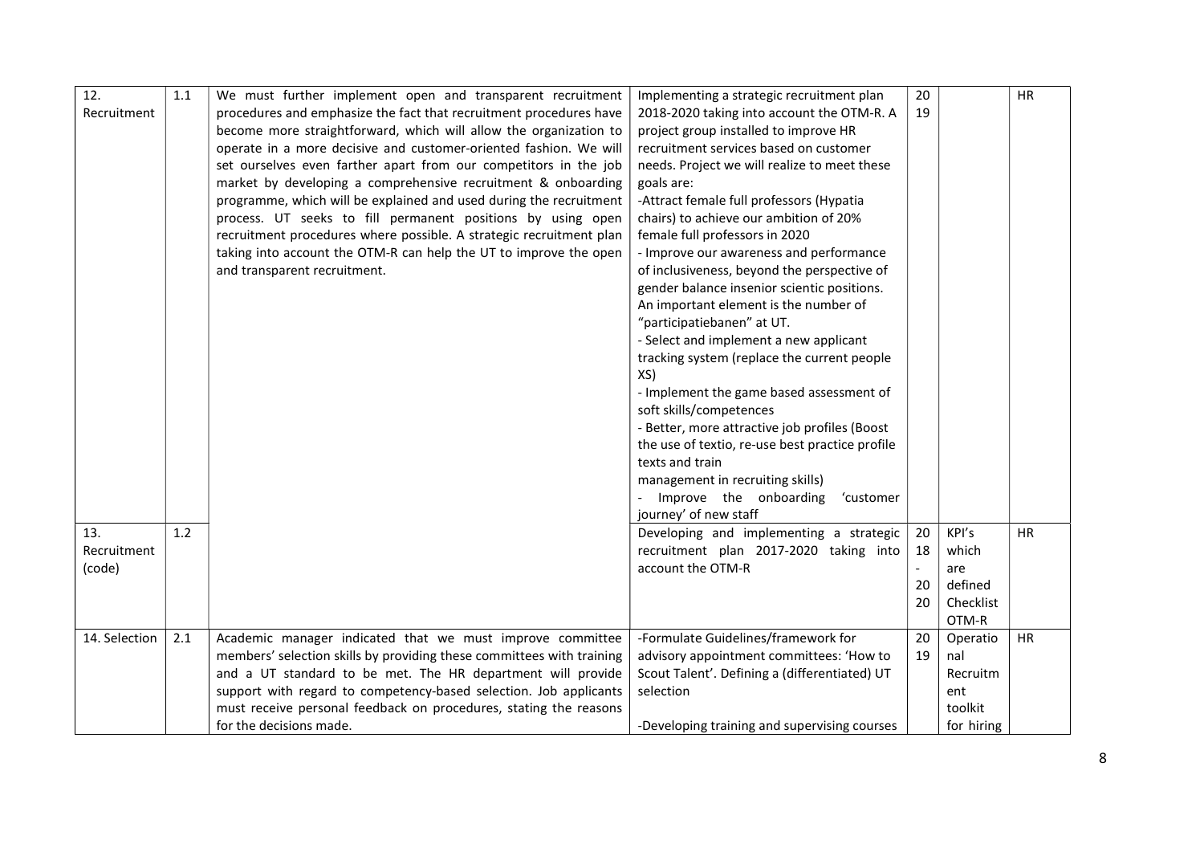| 12. Recruitment | 1.1 | We must further implement open and transparent recruitment procedures and emphasize the fact that recruitment procedures have become more straightforward, which will allow the organization to operate in a more decisive and customer-oriented fashion. We will set ourselves even farther apart from our competitors in the job market by developing a comprehensive recruitment & onboarding programme, which will be explained and used during the recruitment process. UT seeks to fill permanent positions by using open recruitment procedures where possible. A strategic recruitment plan taking into account the OTM-R can help the UT to improve the open and transparent recruitment. | Implementing a strategic recruitment plan 2018-2020 taking into account the OTM-R. A project group installed to improve HR recruitment services based on customer needs. Project we will realize to meet these goals are:<br>-Attract female full professors (Hypatia chairs) to achieve our ambition of 20% female full professors in 2020<br>- Improve our awareness and performance of inclusiveness, beyond the perspective of gender balance insenior scientic positions. An important element is the number of “participatiebanen” at UT.<br>- Select and implement a new applicant tracking system (replace the current people XS)<br>- Implement the game based assessment of soft skills/competences<br>- Better, more attractive job profiles (Boost the use of textio, re-use best practice profile texts and train management in recruiting skills)<br>- Improve the onboarding ‘customer journey’ of new staff | 2019 | | HR |
|---|---|---|---|---|---|---|
| 13. Recruitment (code) | 1.2 | | Developing and implementing a strategic recruitment plan 2017-2020 taking into account the OTM-R | 2018-2020 | KPI’s which are defined Checklist OTM-R | HR |
| 14. Selection | 2.1 | Academic manager indicated that we must improve committee members’ selection skills by providing these committees with training and a UT standard to be met. The HR department will provide support with regard to competency-based selection. Job applicants must receive personal feedback on procedures, stating the reasons for the decisions made. | -Formulate Guidelines/framework for advisory appointment committees: ‘How to Scout Talent’. Defining a (differentiated) UT selection<br><br>-Developing training and supervising courses | 2019 | Operational Recruitment toolkit for hiring | HR |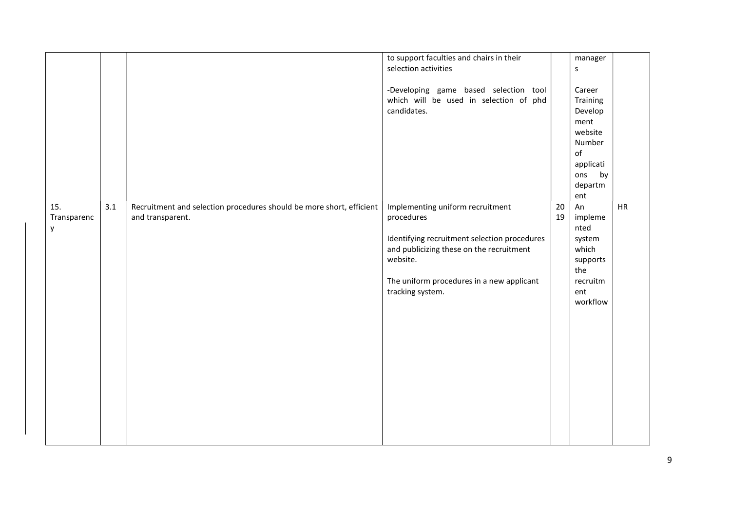| | | | | | | |
|---|---|---|---|---|---|---|
| | | | to support faculties and chairs in their selection activities<br><br>-Developing game based selection tool which will be used in selection of phd candidates. | | managers<br><br>Career Training Development website Number of applications by department | |
| 15. Transparency | 3.1 | Recruitment and selection procedures should be more short, efficient and transparent. | Implementing uniform recruitment procedures<br><br>Identifying recruitment selection procedures and publicizing these on the recruitment website.<br><br>The uniform procedures in a new applicant tracking system. | 2019 | An implemented system which supports the recruitment workflow | HR |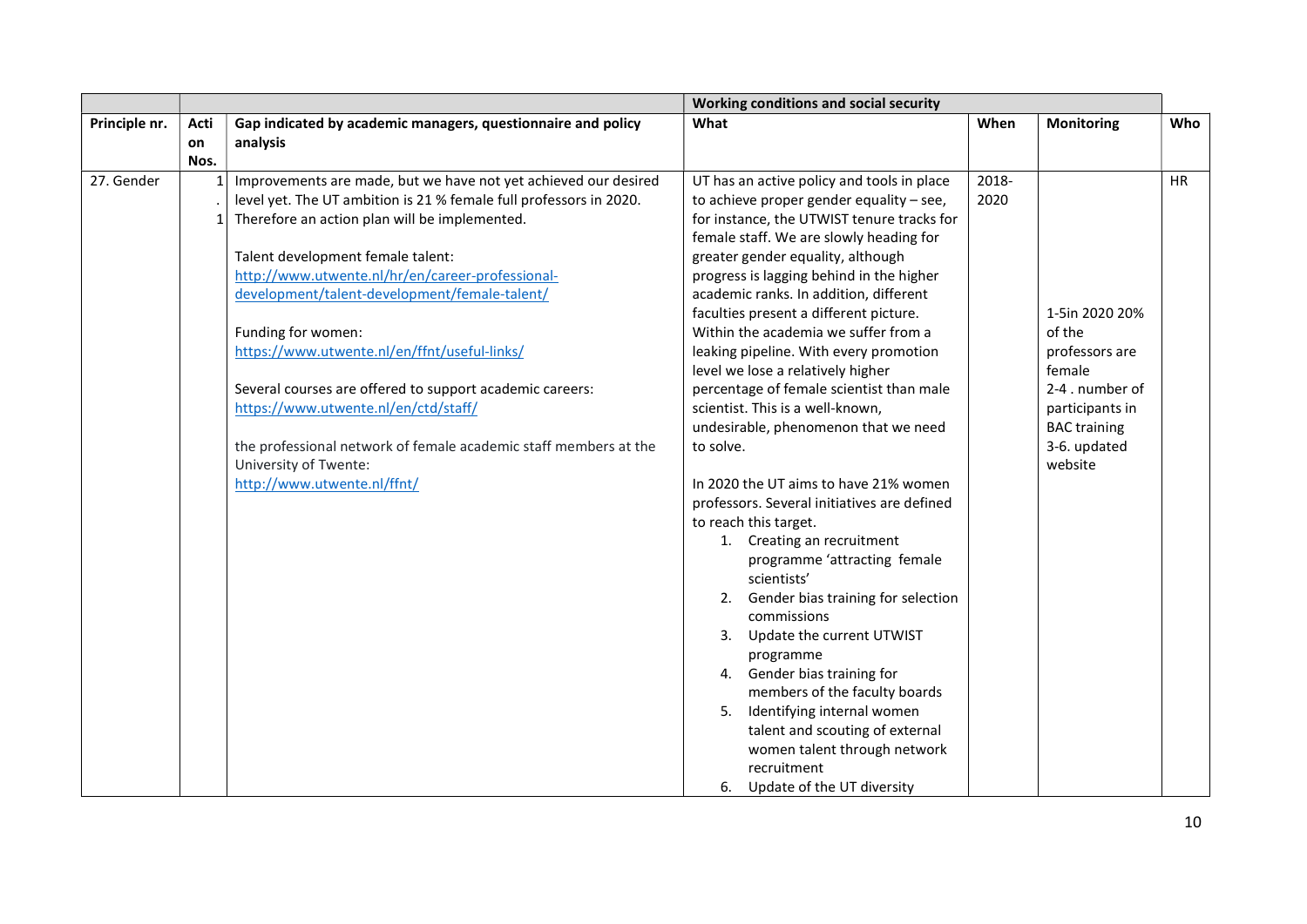| | | | Working conditions and social security | | | |
|---|---|---|---|---|---|---|
| **Principle nr.** | **Action Nos.** | **Gap indicated by academic managers, questionnaire and policy analysis** | **What** | **When** | **Monitoring** | **Who** |
| 27. Gender | 1.1 | Improvements are made, but we have not yet achieved our desired level yet. The UT ambition is 21 % female full professors in 2020. Therefore an action plan will be implemented.<br><br>Talent development female talent: http://www.utwente.nl/hr/en/career-professional-development/talent-development/female-talent/<br><br>Funding for women: https://www.utwente.nl/en/ffnt/useful-links/<br><br>Several courses are offered to support academic careers: https://www.utwente.nl/en/ctd/staff/<br><br>the professional network of female academic staff members at the University of Twente: http://www.utwente.nl/ffnt/ | UT has an active policy and tools in place to achieve proper gender equality – see, for instance, the UTWIST tenure tracks for female staff. We are slowly heading for greater gender equality, although progress is lagging behind in the higher academic ranks. In addition, different faculties present a different picture. Within the academia we suffer from a leaking pipeline. With every promotion level we lose a relatively higher percentage of female scientist than male scientist. This is a well-known, undesirable, phenomenon that we need to solve.<br><br>In 2020 the UT aims to have 21% women professors. Several initiatives are defined to reach this target.<br>1. Creating an recruitment programme 'attracting female scientists'<br>2. Gender bias training for selection commissions<br>3. Update the current UTWIST programme<br>4. Gender bias training for members of the faculty boards<br>5. Identifying internal women talent and scouting of external women talent through network recruitment<br>6. Update of the UT diversity | 2018-2020 | 1-5in 2020 20% of the professors are female<br>2-4 . number of participants in BAC training<br>3-6. updated website | HR |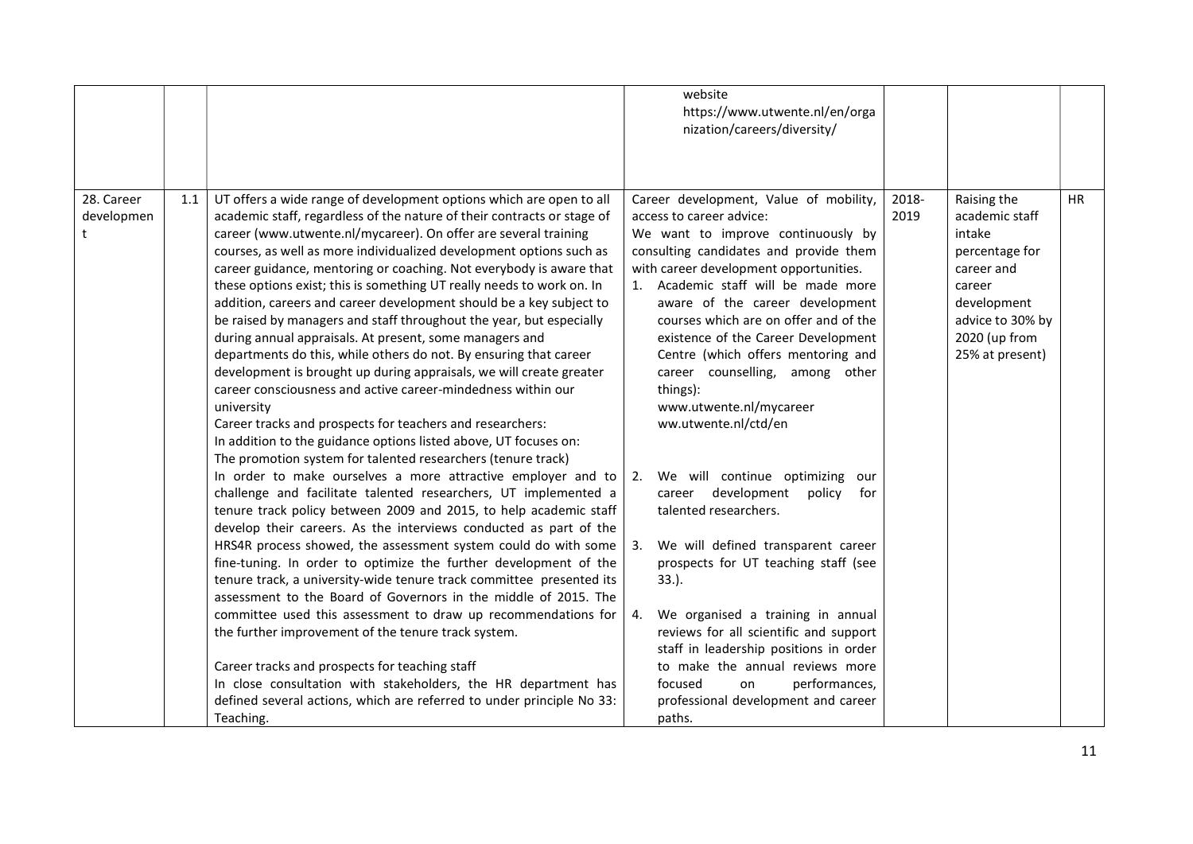| | | | | | | |
|---|---|---|---|---|---|---|
| | | | website https://www.utwente.nl/en/organization/careers/diversity/ | | | |
| 28. Career development | 1.1 | UT offers a wide range of development options which are open to all academic staff, regardless of the nature of their contracts or stage of career (www.utwente.nl/mycareer). On offer are several training courses, as well as more individualized development options such as career guidance, mentoring or coaching. Not everybody is aware that these options exist; this is something UT really needs to work on. In addition, careers and career development should be a key subject to be raised by managers and staff throughout the year, but especially during annual appraisals. At present, some managers and departments do this, while others do not. By ensuring that career development is brought up during appraisals, we will create greater career consciousness and active career-mindedness within our university<br>Career tracks and prospects for teachers and researchers:<br>In addition to the guidance options listed above, UT focuses on:<br>The promotion system for talented researchers (tenure track)<br>In order to make ourselves a more attractive employer and to challenge and facilitate talented researchers, UT implemented a tenure track policy between 2009 and 2015, to help academic staff develop their careers. As the interviews conducted as part of the HRS4R process showed, the assessment system could do with some fine-tuning. In order to optimize the further development of the tenure track, a university-wide tenure track committee presented its assessment to the Board of Governors in the middle of 2015. The committee used this assessment to draw up recommendations for the further improvement of the tenure track system.<br><br>Career tracks and prospects for teaching staff<br>In close consultation with stakeholders, the HR department has defined several actions, which are referred to under principle No 33: Teaching. | Career development, Value of mobility, access to career advice:<br>We want to improve continuously by consulting candidates and provide them with career development opportunities.<br>1. Academic staff will be made more aware of the career development courses which are on offer and of the existence of the Career Development Centre (which offers mentoring and career counselling, among other things):<br>www.utwente.nl/mycareer<br>ww.utwente.nl/ctd/en<br><br>2. We will continue optimizing our career development policy for talented researchers.<br><br>3. We will defined transparent career prospects for UT teaching staff (see 33.).<br><br>4. We organised a training in annual reviews for all scientific and support staff in leadership positions in order to make the annual reviews more focused on performances, professional development and career paths. | 2018-2019 | Raising the academic staff intake percentage for career and career development advice to 30% by 2020 (up from 25% at present) | HR |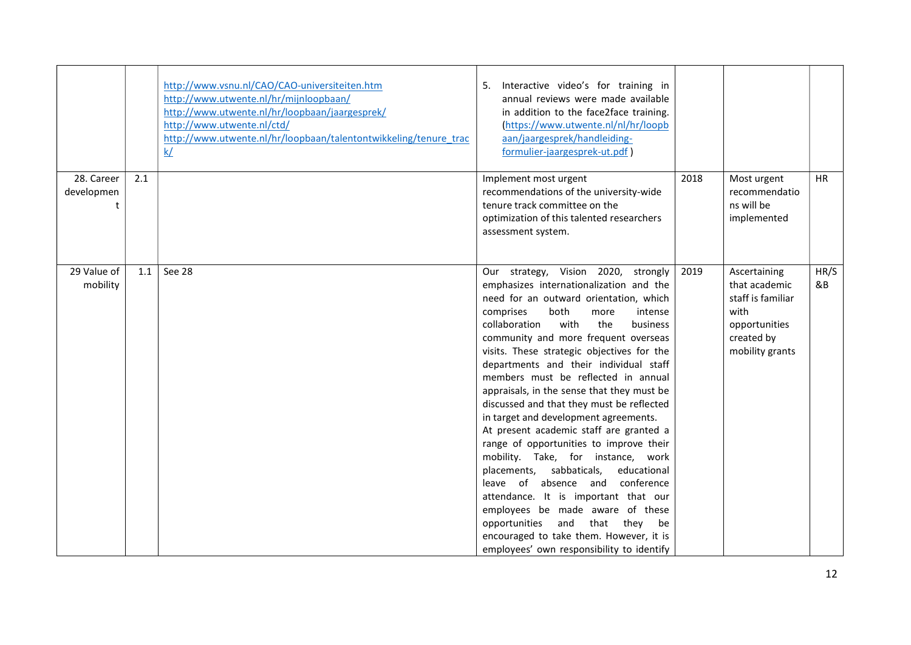| | | | | | | |
|---|---|---|---|---|---|---|
| | | http://www.vsnu.nl/CAO/CAO-universiteiten.htm<br>http://www.utwente.nl/hr/mijnloopbaan/<br>http://www.utwente.nl/hr/loopbaan/jaargesprek/<br>http://www.utwente.nl/ctd/<br>http://www.utwente.nl/hr/loopbaan/talentontwikkeling/tenure_track/ | 5. Interactive video's for training in annual reviews were made available in addition to the face2face training. (https://www.utwente.nl/nl/hr/loopbaan/jaargesprek/handleiding-formulier-jaargesprek-ut.pdf ) | | | |
| 28. Career development | 2.1 | | Implement most urgent recommendations of the university-wide tenure track committee on the optimization of this talented researchers assessment system. | 2018 | Most urgent recommendations will be implemented | HR |
| 29 Value of mobility | 1.1 | See 28 | Our strategy, Vision 2020, strongly emphasizes internationalization and the need for an outward orientation, which comprises both more intense collaboration with the business community and more frequent overseas visits. These strategic objectives for the departments and their individual staff members must be reflected in annual appraisals, in the sense that they must be discussed and that they must be reflected in target and development agreements.<br>At present academic staff are granted a range of opportunities to improve their mobility. Take, for instance, work placements, sabbaticals, educational leave of absence and conference attendance. It is important that our employees be made aware of these opportunities and that they be encouraged to take them. However, it is employees' own responsibility to identify | 2019 | Ascertaining that academic staff is familiar with opportunities created by mobility grants | HR/S&B |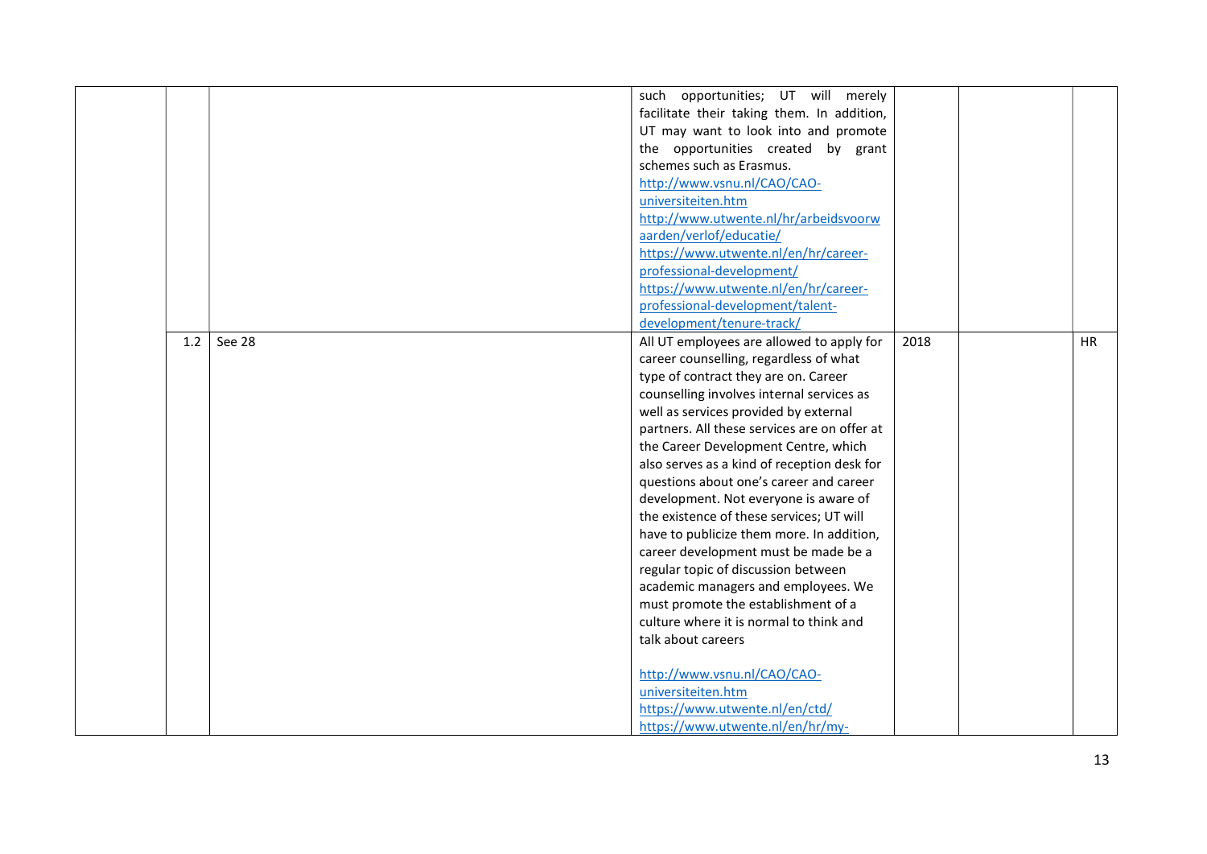|  |  |  |  |  |  |  |
|---|---|---|---|---|---|---|
|  |  |  | such opportunities; UT will merely facilitate their taking them. In addition, UT may want to look into and promote the opportunities created by grant schemes such as Erasmus. http://www.vsnu.nl/CAO/CAO-universiteiten.htm http://www.utwente.nl/hr/arbeidsvoorwaarden/verlof/educatie/ https://www.utwente.nl/en/hr/career-professional-development/ https://www.utwente.nl/en/hr/career-professional-development/talent-development/tenure-track/ |  |  |  |
|  | 1.2 | See 28 | All UT employees are allowed to apply for career counselling, regardless of what type of contract they are on. Career counselling involves internal services as well as services provided by external partners. All these services are on offer at the Career Development Centre, which also serves as a kind of reception desk for questions about one's career and career development. Not everyone is aware of the existence of these services; UT will have to publicize them more. In addition, career development must be made be a regular topic of discussion between academic managers and employees. We must promote the establishment of a culture where it is normal to think and talk about careers<br><br>http://www.vsnu.nl/CAO/CAO-universiteiten.htm https://www.utwente.nl/en/ctd/ https://www.utwente.nl/en/hr/my- | 2018 |  | HR |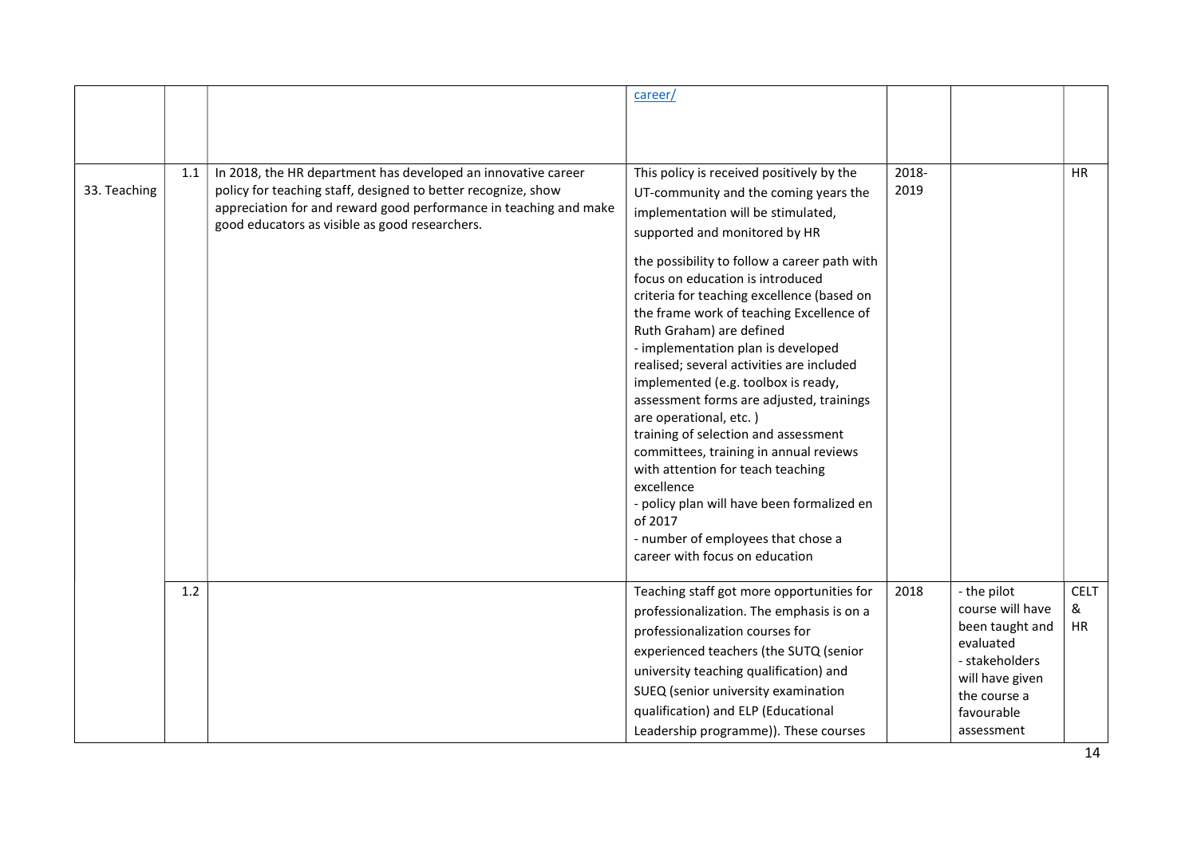|  |  |  |  |  |  |  |
|---|---|---|---|---|---|---|
|  |  |  | career/ |  |  |  |
| 33. Teaching | 1.1 | In 2018, the HR department has developed an innovative career policy for teaching staff, designed to better recognize, show appreciation for and reward good performance in teaching and make good educators as visible as good researchers. | This policy is received positively by the UT-community and the coming years the implementation will be stimulated, supported and monitored by HR<br><br>the possibility to follow a career path with focus on education is introduced<br>criteria for teaching excellence (based on the frame work of teaching Excellence of Ruth Graham) are defined<br>- implementation plan is developed realised; several activities are included implemented (e.g. toolbox is ready, assessment forms are adjusted, trainings are operational, etc. )<br>training of selection and assessment committees, training in annual reviews with attention for teach teaching excellence<br>- policy plan will have been formalized en of 2017<br>- number of employees that chose a career with focus on education | 2018-2019 |  | HR |
|  | 1.2 |  | Teaching staff got more opportunities for professionalization. The emphasis is on a professionalization courses for experienced teachers (the SUTQ (senior university teaching qualification) and SUEQ (senior university examination qualification) and ELP (Educational Leadership programme)). These courses | 2018 | - the pilot course will have been taught and evaluated<br>- stakeholders will have given the course a favourable assessment | CELT & HR |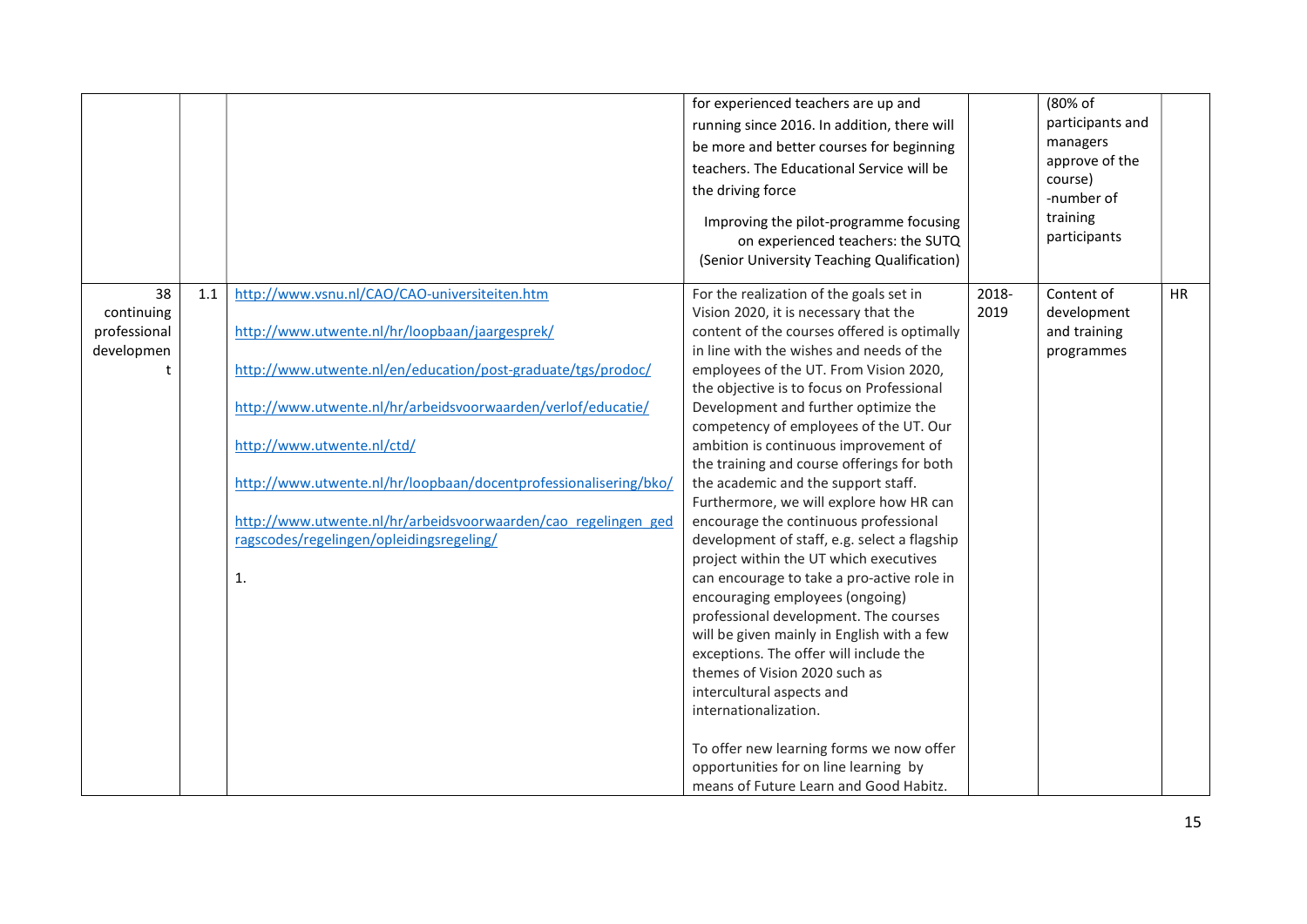| | | | | | | |
|---|---|---|---|---|---|---|
| | | | for experienced teachers are up and running since 2016. In addition, there will be more and better courses for beginning teachers. The Educational Service will be the driving force<br><br>Improving the pilot-programme focusing on experienced teachers: the SUTQ (Senior University Teaching Qualification) | | (80% of participants and managers approve of the course)<br>-number of training participants | |
| 38 continuing professional development | 1.1 | http://www.vsnu.nl/CAO/CAO-universiteiten.htm<br><br>http://www.utwente.nl/hr/loopbaan/jaargesprek/<br><br>http://www.utwente.nl/en/education/post-graduate/tgs/prodoc/<br><br>http://www.utwente.nl/hr/arbeidsvoorwaarden/verlof/educatie/<br><br>http://www.utwente.nl/ctd/<br><br>http://www.utwente.nl/hr/loopbaan/docentprofessionalisering/bko/<br><br>http://www.utwente.nl/hr/arbeidsvoorwaarden/cao_regelingen_gedragscodes/regelingen/opleidingsregeling/<br><br>1. | For the realization of the goals set in Vision 2020, it is necessary that the content of the courses offered is optimally in line with the wishes and needs of the employees of the UT. From Vision 2020, the objective is to focus on Professional Development and further optimize the competency of employees of the UT. Our ambition is continuous improvement of the training and course offerings for both the academic and the support staff. Furthermore, we will explore how HR can encourage the continuous professional development of staff, e.g. select a flagship project within the UT which executives can encourage to take a pro-active role in encouraging employees (ongoing) professional development. The courses will be given mainly in English with a few exceptions. The offer will include the themes of Vision 2020 such as intercultural aspects and internationalization.<br><br>To offer new learning forms we now offer opportunities for on line learning by means of Future Learn and Good Habitz. | 2018-2019 | Content of development and training programmes | HR |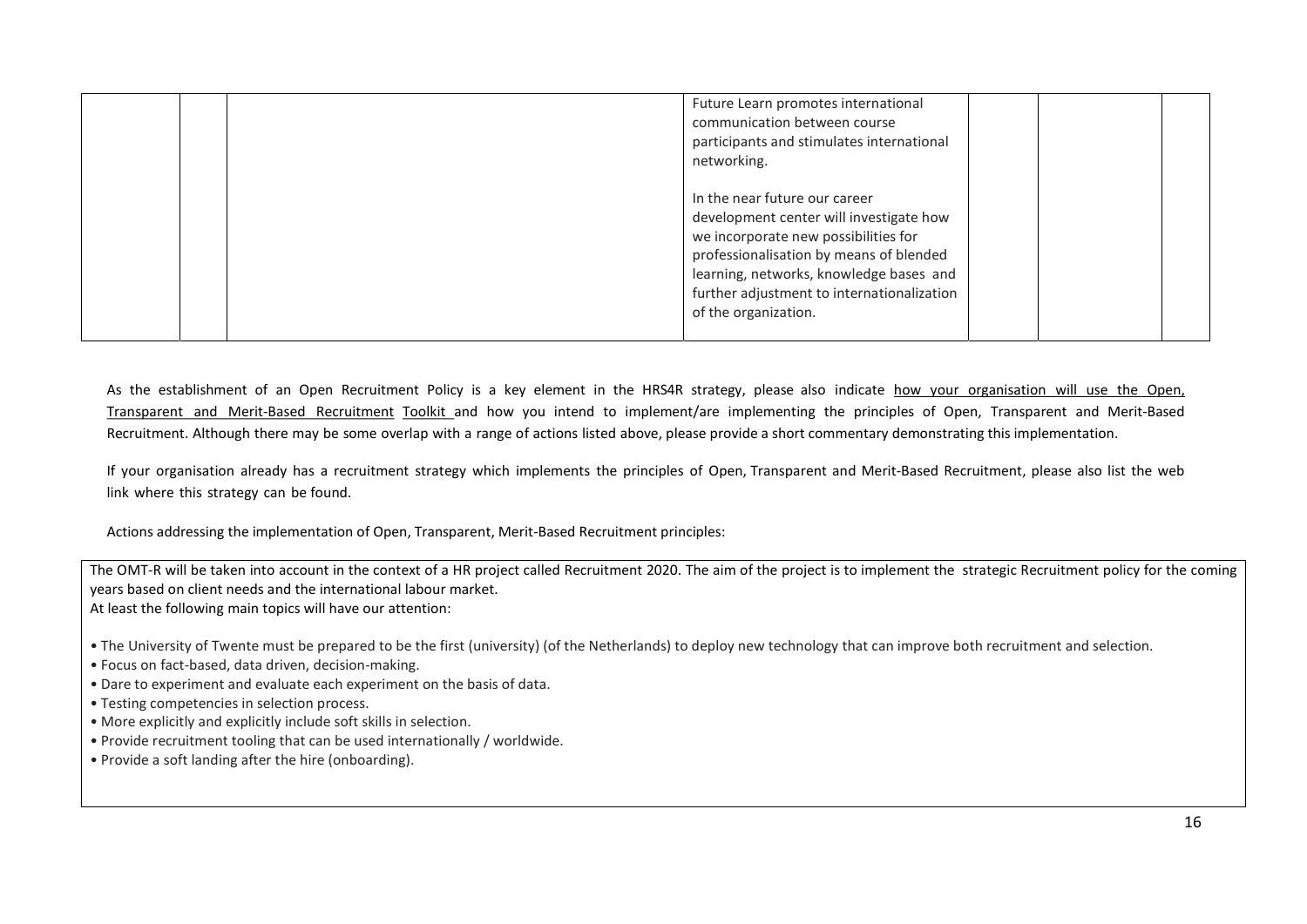| | | | | | | |
|---|---|---|---|---|---|---|
| | | | Future Learn promotes international communication between course participants and stimulates international networking.<br><br>In the near future our career development center will investigate how we incorporate new possibilities for professionalisation by means of blended learning, networks, knowledge bases and further adjustment to internationalization of the organization. | | | |

As the establishment of an Open Recruitment Policy is a key element in the HRS4R strategy, please also indicate how your organisation will use the Open, Transparent and Merit-Based Recruitment Toolkit and how you intend to implement/are implementing the principles of Open, Transparent and Merit-Based Recruitment. Although there may be some overlap with a range of actions listed above, please provide a short commentary demonstrating this implementation.

If your organisation already has a recruitment strategy which implements the principles of Open, Transparent and Merit-Based Recruitment, please also list the web link where this strategy can be found.

Actions addressing the implementation of Open, Transparent, Merit-Based Recruitment principles:

| |
|---|
| The OMT-R will be taken into account in the context of a HR project called Recruitment 2020. The aim of the project is to implement the strategic Recruitment policy for the coming years based on client needs and the international labour market.<br>At least the following main topics will have our attention:<br><br>• The University of Twente must be prepared to be the first (university) (of the Netherlands) to deploy new technology that can improve both recruitment and selection.<br>• Focus on fact-based, data driven, decision-making.<br>• Dare to experiment and evaluate each experiment on the basis of data.<br>• Testing competencies in selection process.<br>• More explicitly and explicitly include soft skills in selection.<br>• Provide recruitment tooling that can be used internationally / worldwide.<br>• Provide a soft landing after the hire (onboarding). |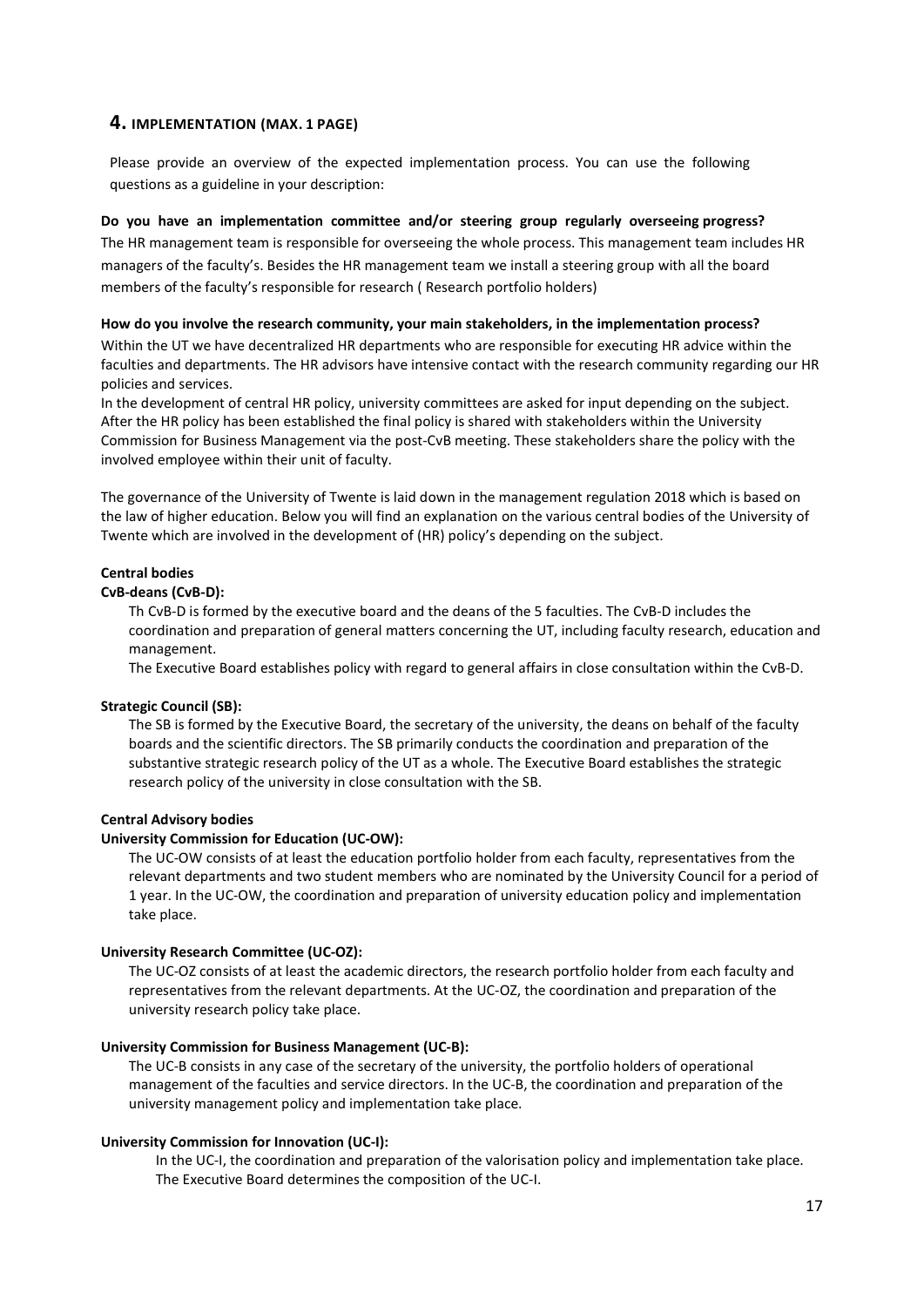## 4. IMPLEMENTATION (MAX. 1 PAGE)

Please provide an overview of the expected implementation process. You can use the following questions as a guideline in your description:

**Do you have an implementation committee and/or steering group regularly overseeing progress?**

The HR management team is responsible for overseeing the whole process. This management team includes HR managers of the faculty's. Besides the HR management team we install a steering group with all the board members of the faculty's responsible for research ( Research portfolio holders)

**How do you involve the research community, your main stakeholders, in the implementation process?**

Within the UT we have decentralized HR departments who are responsible for executing HR advice within the faculties and departments. The HR advisors have intensive contact with the research community regarding our HR policies and services.

In the development of central HR policy, university committees are asked for input depending on the subject. After the HR policy has been established the final policy is shared with stakeholders within the University Commission for Business Management via the post-CvB meeting. These stakeholders share the policy with the involved employee within their unit of faculty.

The governance of the University of Twente is laid down in the management regulation 2018 which is based on the law of higher education. Below you will find an explanation on the various central bodies of the University of Twente which are involved in the development of (HR) policy's depending on the subject.

**Central bodies**

**CvB-deans (CvB-D):**

Th CvB-D is formed by the executive board and the deans of the 5 faculties. The CvB-D includes the coordination and preparation of general matters concerning the UT, including faculty research, education and management.

The Executive Board establishes policy with regard to general affairs in close consultation within the CvB-D.

**Strategic Council (SB):**

The SB is formed by the Executive Board, the secretary of the university, the deans on behalf of the faculty boards and the scientific directors. The SB primarily conducts the coordination and preparation of the substantive strategic research policy of the UT as a whole. The Executive Board establishes the strategic research policy of the university in close consultation with the SB.

**Central Advisory bodies**

**University Commission for Education (UC-OW):**

The UC-OW consists of at least the education portfolio holder from each faculty, representatives from the relevant departments and two student members who are nominated by the University Council for a period of 1 year. In the UC-OW, the coordination and preparation of university education policy and implementation take place.

**University Research Committee (UC-OZ):**

The UC-OZ consists of at least the academic directors, the research portfolio holder from each faculty and representatives from the relevant departments. At the UC-OZ, the coordination and preparation of the university research policy take place.

**University Commission for Business Management (UC-B):**

The UC-B consists in any case of the secretary of the university, the portfolio holders of operational management of the faculties and service directors. In the UC-B, the coordination and preparation of the university management policy and implementation take place.

**University Commission for Innovation (UC-I):**

In the UC-I, the coordination and preparation of the valorisation policy and implementation take place. The Executive Board determines the composition of the UC-I.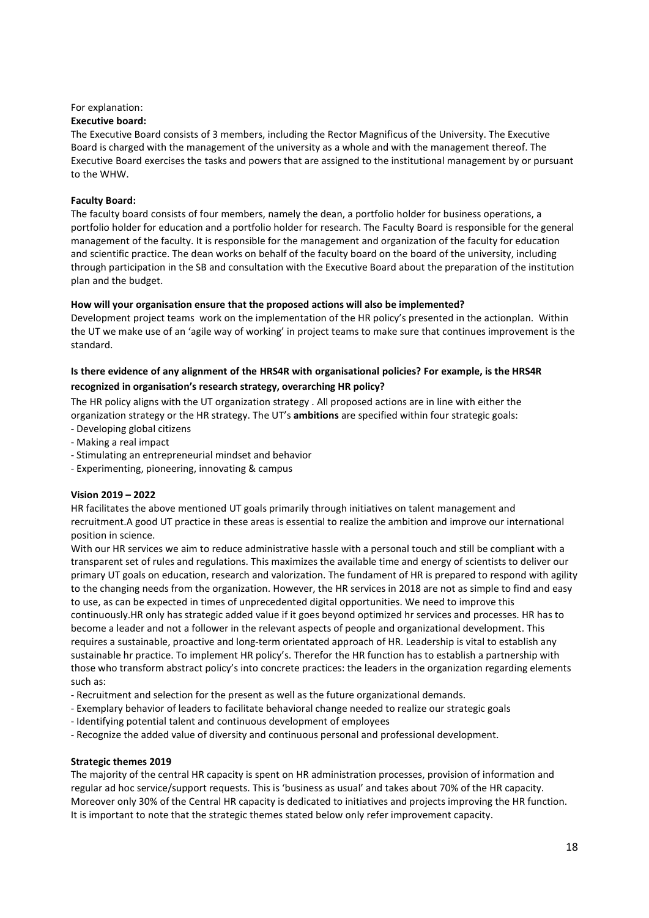For explanation:

**Executive board:**

The Executive Board consists of 3 members, including the Rector Magnificus of the University. The Executive Board is charged with the management of the university as a whole and with the management thereof. The Executive Board exercises the tasks and powers that are assigned to the institutional management by or pursuant to the WHW.

**Faculty Board:**

The faculty board consists of four members, namely the dean, a portfolio holder for business operations, a portfolio holder for education and a portfolio holder for research. The Faculty Board is responsible for the general management of the faculty. It is responsible for the management and organization of the faculty for education and scientific practice. The dean works on behalf of the faculty board on the board of the university, including through participation in the SB and consultation with the Executive Board about the preparation of the institution plan and the budget.

**How will your organisation ensure that the proposed actions will also be implemented?**

Development project teams work on the implementation of the HR policy's presented in the actionplan. Within the UT we make use of an 'agile way of working' in project teams to make sure that continues improvement is the standard.

**Is there evidence of any alignment of the HRS4R with organisational policies? For example, is the HRS4R recognized in organisation's research strategy, overarching HR policy?**

The HR policy aligns with the UT organization strategy . All proposed actions are in line with either the organization strategy or the HR strategy. The UT's **ambitions** are specified within four strategic goals:

- Developing global citizens
- Making a real impact
- Stimulating an entrepreneurial mindset and behavior
- Experimenting, pioneering, innovating & campus

**Vision 2019 – 2022**

HR facilitates the above mentioned UT goals primarily through initiatives on talent management and recruitment.A good UT practice in these areas is essential to realize the ambition and improve our international position in science.

With our HR services we aim to reduce administrative hassle with a personal touch and still be compliant with a transparent set of rules and regulations. This maximizes the available time and energy of scientists to deliver our primary UT goals on education, research and valorization. The fundament of HR is prepared to respond with agility to the changing needs from the organization. However, the HR services in 2018 are not as simple to find and easy to use, as can be expected in times of unprecedented digital opportunities. We need to improve this continuously.HR only has strategic added value if it goes beyond optimized hr services and processes. HR has to become a leader and not a follower in the relevant aspects of people and organizational development. This requires a sustainable, proactive and long-term orientated approach of HR. Leadership is vital to establish any sustainable hr practice. To implement HR policy's. Therefor the HR function has to establish a partnership with those who transform abstract policy's into concrete practices: the leaders in the organization regarding elements such as:

- Recruitment and selection for the present as well as the future organizational demands.
- Exemplary behavior of leaders to facilitate behavioral change needed to realize our strategic goals
- Identifying potential talent and continuous development of employees
- Recognize the added value of diversity and continuous personal and professional development.

**Strategic themes 2019**

The majority of the central HR capacity is spent on HR administration processes, provision of information and regular ad hoc service/support requests. This is 'business as usual' and takes about 70% of the HR capacity. Moreover only 30% of the Central HR capacity is dedicated to initiatives and projects improving the HR function. It is important to note that the strategic themes stated below only refer improvement capacity.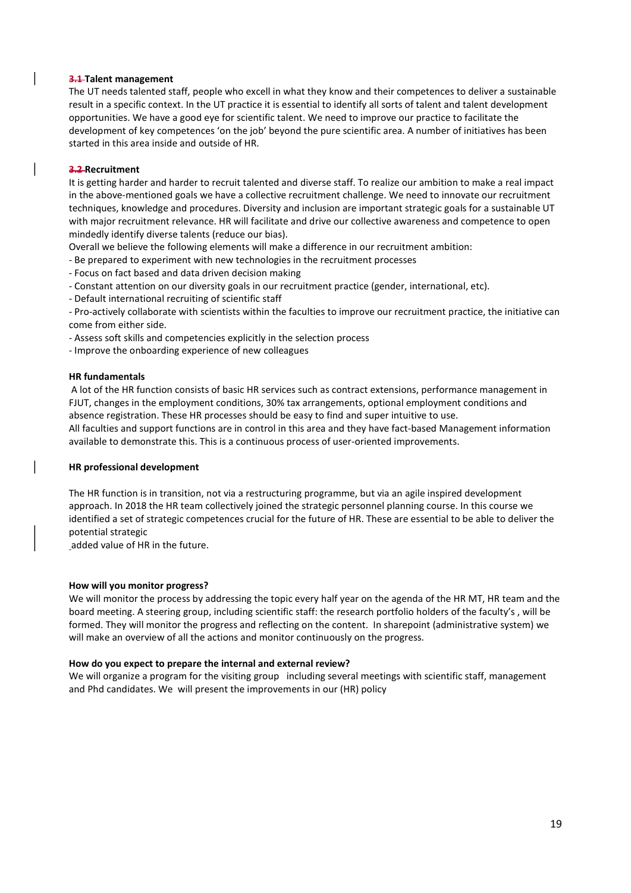### 3.1 Talent management

The UT needs talented staff, people who excell in what they know and their competences to deliver a sustainable result in a specific context. In the UT practice it is essential to identify all sorts of talent and talent development opportunities. We have a good eye for scientific talent. We need to improve our practice to facilitate the development of key competences 'on the job' beyond the pure scientific area. A number of initiatives has been started in this area inside and outside of HR.

### 3.2 Recruitment

It is getting harder and harder to recruit talented and diverse staff. To realize our ambition to make a real impact in the above-mentioned goals we have a collective recruitment challenge. We need to innovate our recruitment techniques, knowledge and procedures. Diversity and inclusion are important strategic goals for a sustainable UT with major recruitment relevance. HR will facilitate and drive our collective awareness and competence to open mindedly identify diverse talents (reduce our bias).

Overall we believe the following elements will make a difference in our recruitment ambition:

- Be prepared to experiment with new technologies in the recruitment processes
- Focus on fact based and data driven decision making
- Constant attention on our diversity goals in our recruitment practice (gender, international, etc).
- Default international recruiting of scientific staff
- Pro-actively collaborate with scientists within the faculties to improve our recruitment practice, the initiative can come from either side.
- Assess soft skills and competencies explicitly in the selection process
- Improve the onboarding experience of new colleagues

**HR fundamentals**

A lot of the HR function consists of basic HR services such as contract extensions, performance management in FJUT, changes in the employment conditions, 30% tax arrangements, optional employment conditions and absence registration. These HR processes should be easy to find and super intuitive to use.

All faculties and support functions are in control in this area and they have fact-based Management information available to demonstrate this. This is a continuous process of user-oriented improvements.

**HR professional development**

The HR function is in transition, not via a restructuring programme, but via an agile inspired development approach. In 2018 the HR team collectively joined the strategic personnel planning course. In this course we identified a set of strategic competences crucial for the future of HR. These are essential to be able to deliver the potential strategic added value of HR in the future.

**How will you monitor progress?**

We will monitor the process by addressing the topic every half year on the agenda of the HR MT, HR team and the board meeting. A steering group, including scientific staff: the research portfolio holders of the faculty's , will be formed. They will monitor the progress and reflecting on the content. In sharepoint (administrative system) we will make an overview of all the actions and monitor continuously on the progress.

**How do you expect to prepare the internal and external review?**

We will organize a program for the visiting group including several meetings with scientific staff, management and Phd candidates. We will present the improvements in our (HR) policy